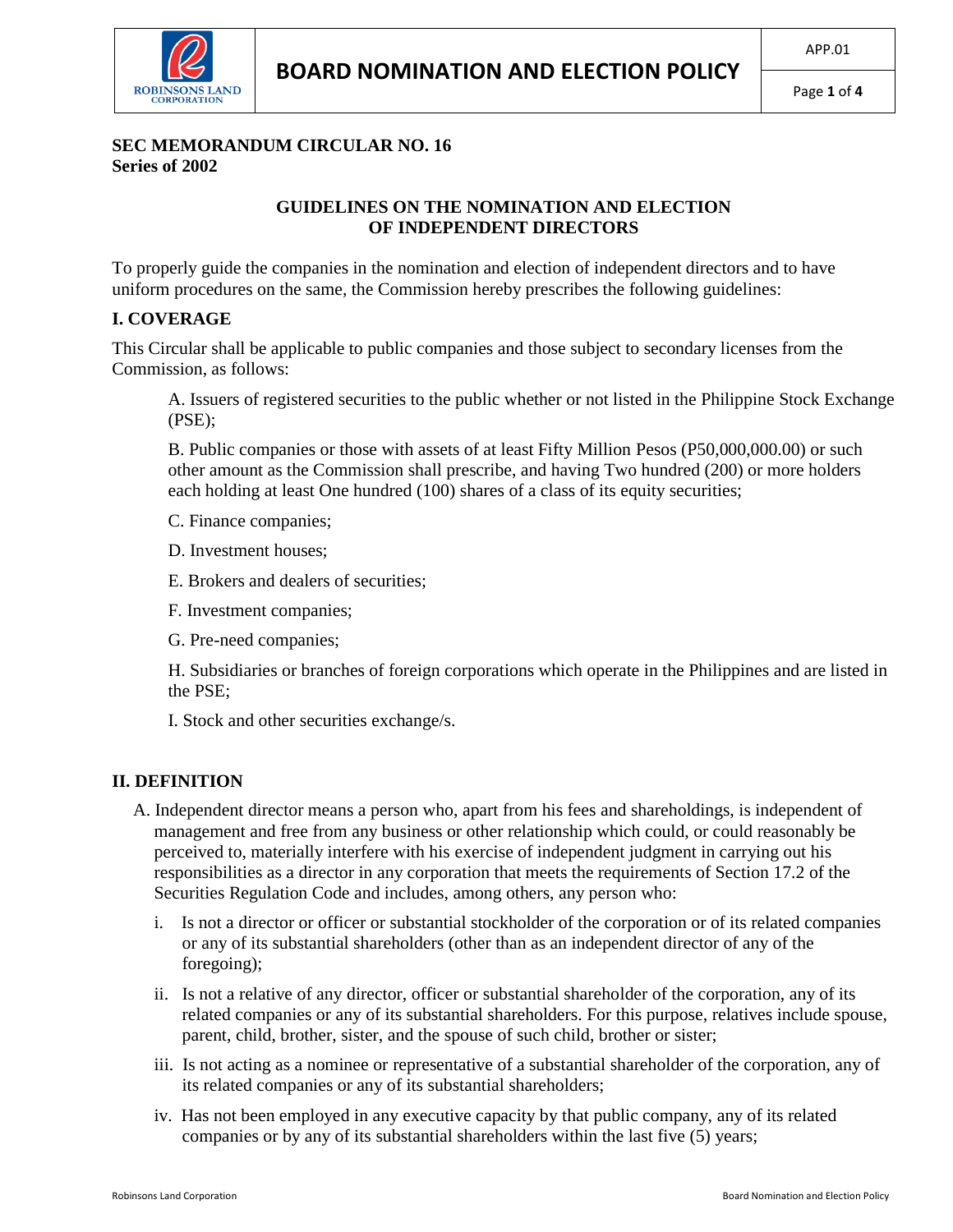**SEC MEMORANDUM CIRCULAR NO. 16**
**Series of 2002**

## GUIDELINES ON THE NOMINATION AND ELECTION OF INDEPENDENT DIRECTORS

To properly guide the companies in the nomination and election of independent directors and to have uniform procedures on the same, the Commission hereby prescribes the following guidelines:

### I. COVERAGE

This Circular shall be applicable to public companies and those subject to secondary licenses from the Commission, as follows:

A. Issuers of registered securities to the public whether or not listed in the Philippine Stock Exchange (PSE);

B. Public companies or those with assets of at least Fifty Million Pesos (P50,000,000.00) or such other amount as the Commission shall prescribe, and having Two hundred (200) or more holders each holding at least One hundred (100) shares of a class of its equity securities;

C. Finance companies;

D. Investment houses;

E. Brokers and dealers of securities;

F. Investment companies;

G. Pre-need companies;

H. Subsidiaries or branches of foreign corporations which operate in the Philippines and are listed in the PSE;

I. Stock and other securities exchange/s.

### II. DEFINITION

A. Independent director means a person who, apart from his fees and shareholdings, is independent of management and free from any business or other relationship which could, or could reasonably be perceived to, materially interfere with his exercise of independent judgment in carrying out his responsibilities as a director in any corporation that meets the requirements of Section 17.2 of the Securities Regulation Code and includes, among others, any person who:

i. Is not a director or officer or substantial stockholder of the corporation or of its related companies or any of its substantial shareholders (other than as an independent director of any of the foregoing);

ii. Is not a relative of any director, officer or substantial shareholder of the corporation, any of its related companies or any of its substantial shareholders. For this purpose, relatives include spouse, parent, child, brother, sister, and the spouse of such child, brother or sister;

iii. Is not acting as a nominee or representative of a substantial shareholder of the corporation, any of its related companies or any of its substantial shareholders;

iv. Has not been employed in any executive capacity by that public company, any of its related companies or by any of its substantial shareholders within the last five (5) years;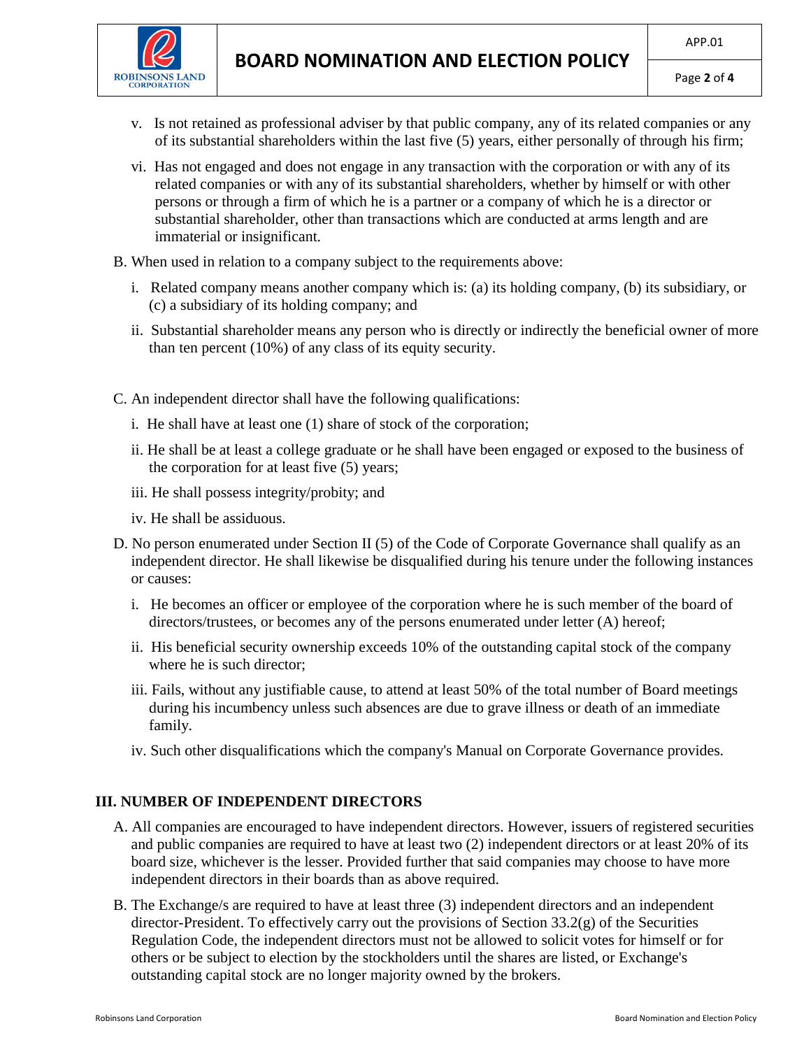v. Is not retained as professional adviser by that public company, any of its related companies or any of its substantial shareholders within the last five (5) years, either personally of through his firm;

vi. Has not engaged and does not engage in any transaction with the corporation or with any of its related companies or with any of its substantial shareholders, whether by himself or with other persons or through a firm of which he is a partner or a company of which he is a director or substantial shareholder, other than transactions which are conducted at arms length and are immaterial or insignificant.

B. When used in relation to a company subject to the requirements above:

i. Related company means another company which is: (a) its holding company, (b) its subsidiary, or (c) a subsidiary of its holding company; and

ii. Substantial shareholder means any person who is directly or indirectly the beneficial owner of more than ten percent (10%) of any class of its equity security.

C. An independent director shall have the following qualifications:

i. He shall have at least one (1) share of stock of the corporation;

ii. He shall be at least a college graduate or he shall have been engaged or exposed to the business of the corporation for at least five (5) years;

iii. He shall possess integrity/probity; and

iv. He shall be assiduous.

D. No person enumerated under Section II (5) of the Code of Corporate Governance shall qualify as an independent director. He shall likewise be disqualified during his tenure under the following instances or causes:

i. He becomes an officer or employee of the corporation where he is such member of the board of directors/trustees, or becomes any of the persons enumerated under letter (A) hereof;

ii. His beneficial security ownership exceeds 10% of the outstanding capital stock of the company where he is such director;

iii. Fails, without any justifiable cause, to attend at least 50% of the total number of Board meetings during his incumbency unless such absences are due to grave illness or death of an immediate family.

iv. Such other disqualifications which the company's Manual on Corporate Governance provides.

## III. NUMBER OF INDEPENDENT DIRECTORS

A. All companies are encouraged to have independent directors. However, issuers of registered securities and public companies are required to have at least two (2) independent directors or at least 20% of its board size, whichever is the lesser. Provided further that said companies may choose to have more independent directors in their boards than as above required.

B. The Exchange/s are required to have at least three (3) independent directors and an independent director-President. To effectively carry out the provisions of Section 33.2(g) of the Securities Regulation Code, the independent directors must not be allowed to solicit votes for himself or for others or be subject to election by the stockholders until the shares are listed, or Exchange's outstanding capital stock are no longer majority owned by the brokers.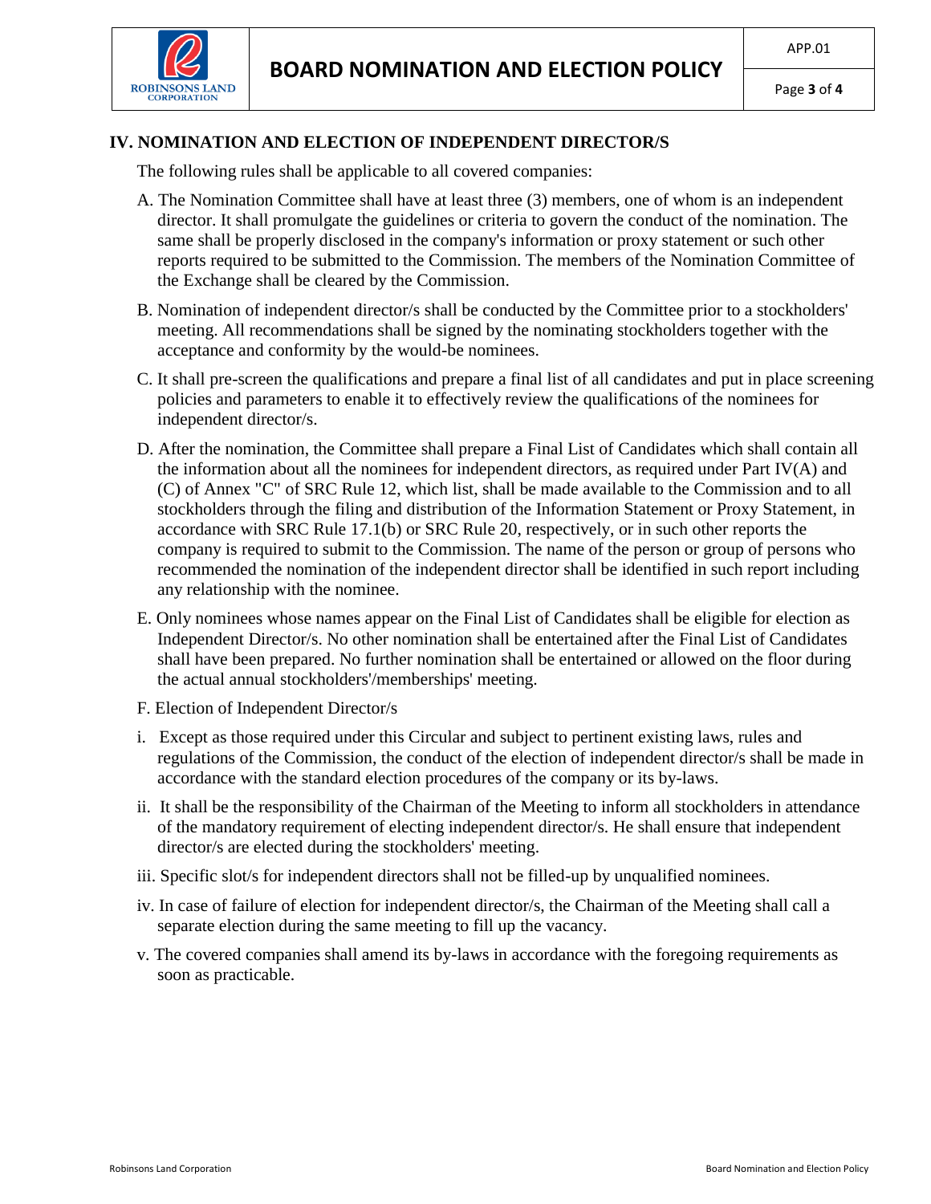## IV. NOMINATION AND ELECTION OF INDEPENDENT DIRECTOR/S

The following rules shall be applicable to all covered companies:

A. The Nomination Committee shall have at least three (3) members, one of whom is an independent director. It shall promulgate the guidelines or criteria to govern the conduct of the nomination. The same shall be properly disclosed in the company's information or proxy statement or such other reports required to be submitted to the Commission. The members of the Nomination Committee of the Exchange shall be cleared by the Commission.

B. Nomination of independent director/s shall be conducted by the Committee prior to a stockholders' meeting. All recommendations shall be signed by the nominating stockholders together with the acceptance and conformity by the would-be nominees.

C. It shall pre-screen the qualifications and prepare a final list of all candidates and put in place screening policies and parameters to enable it to effectively review the qualifications of the nominees for independent director/s.

D. After the nomination, the Committee shall prepare a Final List of Candidates which shall contain all the information about all the nominees for independent directors, as required under Part IV(A) and (C) of Annex "C" of SRC Rule 12, which list, shall be made available to the Commission and to all stockholders through the filing and distribution of the Information Statement or Proxy Statement, in accordance with SRC Rule 17.1(b) or SRC Rule 20, respectively, or in such other reports the company is required to submit to the Commission. The name of the person or group of persons who recommended the nomination of the independent director shall be identified in such report including any relationship with the nominee.

E. Only nominees whose names appear on the Final List of Candidates shall be eligible for election as Independent Director/s. No other nomination shall be entertained after the Final List of Candidates shall have been prepared. No further nomination shall be entertained or allowed on the floor during the actual annual stockholders'/memberships' meeting.

F. Election of Independent Director/s

i. Except as those required under this Circular and subject to pertinent existing laws, rules and regulations of the Commission, the conduct of the election of independent director/s shall be made in accordance with the standard election procedures of the company or its by-laws.

ii. It shall be the responsibility of the Chairman of the Meeting to inform all stockholders in attendance of the mandatory requirement of electing independent director/s. He shall ensure that independent director/s are elected during the stockholders' meeting.

iii. Specific slot/s for independent directors shall not be filled-up by unqualified nominees.

iv. In case of failure of election for independent director/s, the Chairman of the Meeting shall call a separate election during the same meeting to fill up the vacancy.

v. The covered companies shall amend its by-laws in accordance with the foregoing requirements as soon as practicable.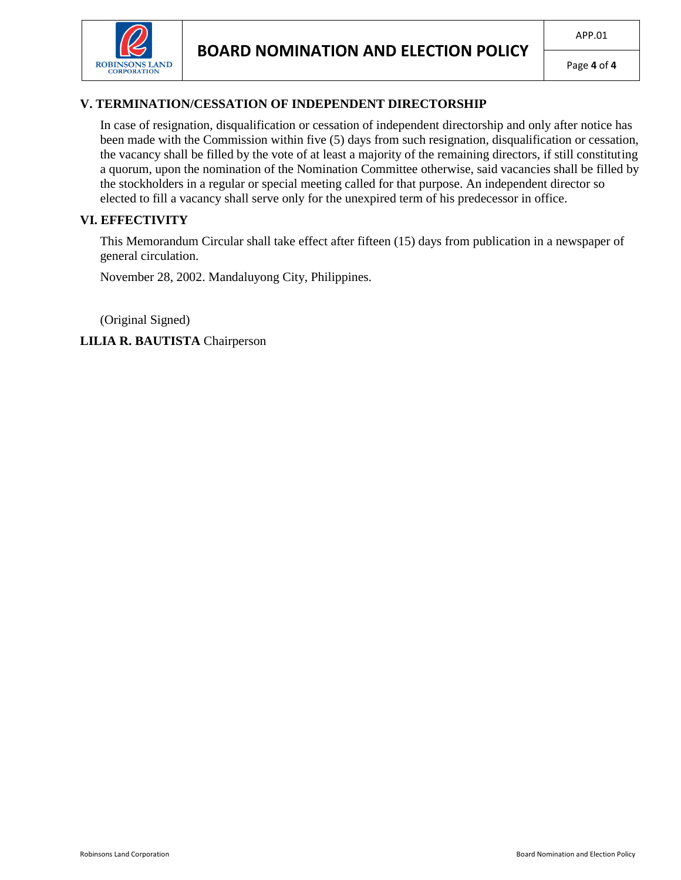## V. TERMINATION/CESSATION OF INDEPENDENT DIRECTORSHIP

In case of resignation, disqualification or cessation of independent directorship and only after notice has been made with the Commission within five (5) days from such resignation, disqualification or cessation, the vacancy shall be filled by the vote of at least a majority of the remaining directors, if still constituting a quorum, upon the nomination of the Nomination Committee otherwise, said vacancies shall be filled by the stockholders in a regular or special meeting called for that purpose. An independent director so elected to fill a vacancy shall serve only for the unexpired term of his predecessor in office.

## VI. EFFECTIVITY

This Memorandum Circular shall take effect after fifteen (15) days from publication in a newspaper of general circulation.

November 28, 2002. Mandaluyong City, Philippines.

(Original Signed)

**LILIA R. BAUTISTA** Chairperson